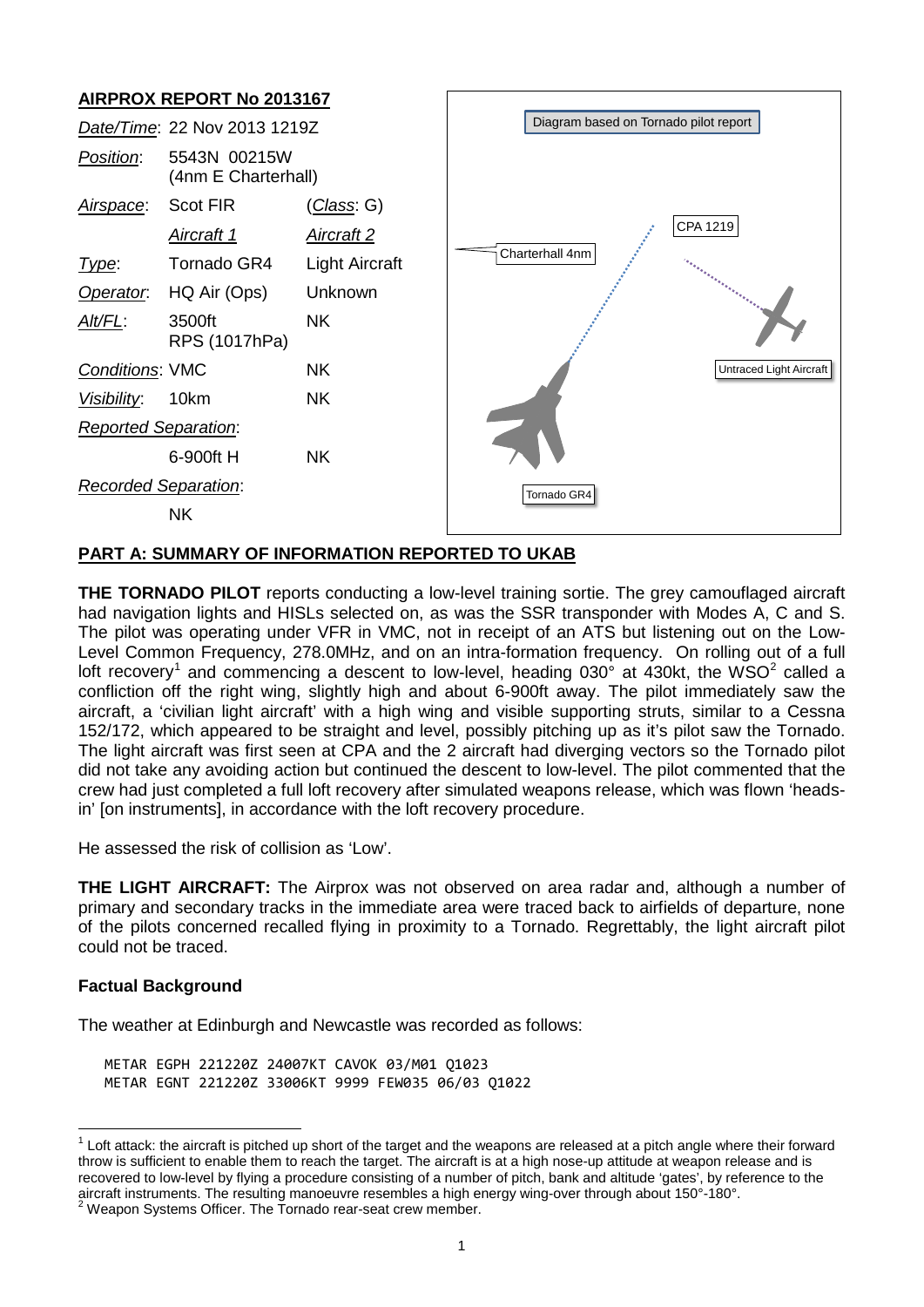# AIRPROX REPORT No 2013167

| | | |
|---|---|---|
| *Date/Time*: | 22 Nov 2013 1219Z | |
| *Position*: | 5543N 00215W (4nm E Charterhall) | |
| *Airspace*: | Scot FIR | (*Class*: G) |
| | *Aircraft 1* | *Aircraft 2* |
| *Type*: | Tornado GR4 | Light Aircraft |
| *Operator*: | HQ Air (Ops) | Unknown |
| *Alt/FL*: | 3500ft RPS (1017hPa) | NK |
| *Conditions*: | VMC | NK |
| *Visibility*: | 10km | NK |
| *Reported Separation*: | | |
| | 6-900ft H | NK |
| *Recorded Separation*: | | |
| | NK | |

Diagram based on Tornado pilot report

Charterhall 4nm

CPA 1219

Untraced Light Aircraft

Tornado GR4

## PART A: SUMMARY OF INFORMATION REPORTED TO UKAB

**THE TORNADO PILOT** reports conducting a low-level training sortie. The grey camouflaged aircraft had navigation lights and HISLs selected on, as was the SSR transponder with Modes A, C and S. The pilot was operating under VFR in VMC, not in receipt of an ATS but listening out on the Low-Level Common Frequency, 278.0MHz, and on an intra-formation frequency. On rolling out of a full loft recovery[1] and commencing a descent to low-level, heading 030° at 430kt, the WSO[2] called a confliction off the right wing, slightly high and about 6-900ft away. The pilot immediately saw the aircraft, a 'civilian light aircraft' with a high wing and visible supporting struts, similar to a Cessna 152/172, which appeared to be straight and level, possibly pitching up as it's pilot saw the Tornado. The light aircraft was first seen at CPA and the 2 aircraft had diverging vectors so the Tornado pilot did not take any avoiding action but continued the descent to low-level. The pilot commented that the crew had just completed a full loft recovery after simulated weapons release, which was flown 'heads-in' [on instruments], in accordance with the loft recovery procedure.

He assessed the risk of collision as 'Low'.

**THE LIGHT AIRCRAFT:** The Airprox was not observed on area radar and, although a number of primary and secondary tracks in the immediate area were traced back to airfields of departure, none of the pilots concerned recalled flying in proximity to a Tornado. Regrettably, the light aircraft pilot could not be traced.

### Factual Background

The weather at Edinburgh and Newcastle was recorded as follows:

```
METAR EGPH 221220Z 24007KT CAVOK 03/M01 Q1023
METAR EGNT 221220Z 33006KT 9999 FEW035 06/03 Q1022
```

[1] Loft attack: the aircraft is pitched up short of the target and the weapons are released at a pitch angle where their forward throw is sufficient to enable them to reach the target. The aircraft is at a high nose-up attitude at weapon release and is recovered to low-level by flying a procedure consisting of a number of pitch, bank and altitude 'gates', by reference to the aircraft instruments. The resulting manoeuvre resembles a high energy wing-over through about 150°-180°.

[2] Weapon Systems Officer. The Tornado rear-seat crew member.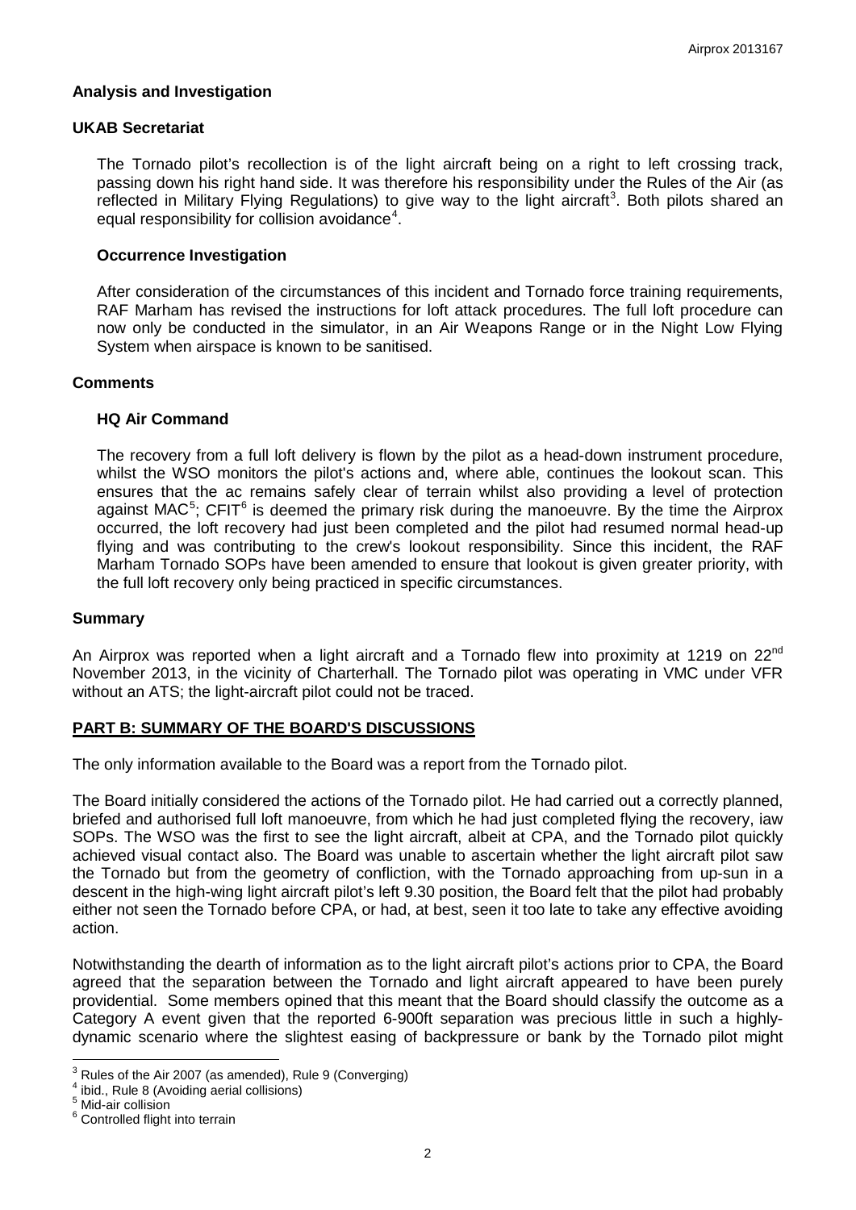## Analysis and Investigation

### UKAB Secretariat

The Tornado pilot's recollection is of the light aircraft being on a right to left crossing track, passing down his right hand side. It was therefore his responsibility under the Rules of the Air (as reflected in Military Flying Regulations) to give way to the light aircraft[3]. Both pilots shared an equal responsibility for collision avoidance[4].

### Occurrence Investigation

After consideration of the circumstances of this incident and Tornado force training requirements, RAF Marham has revised the instructions for loft attack procedures. The full loft procedure can now only be conducted in the simulator, in an Air Weapons Range or in the Night Low Flying System when airspace is known to be sanitised.

## Comments

### HQ Air Command

The recovery from a full loft delivery is flown by the pilot as a head-down instrument procedure, whilst the WSO monitors the pilot's actions and, where able, continues the lookout scan. This ensures that the ac remains safely clear of terrain whilst also providing a level of protection against MAC[5]; CFIT[6] is deemed the primary risk during the manoeuvre. By the time the Airprox occurred, the loft recovery had just been completed and the pilot had resumed normal head-up flying and was contributing to the crew's lookout responsibility. Since this incident, the RAF Marham Tornado SOPs have been amended to ensure that lookout is given greater priority, with the full loft recovery only being practiced in specific circumstances.

## Summary

An Airprox was reported when a light aircraft and a Tornado flew into proximity at 1219 on 22nd November 2013, in the vicinity of Charterhall. The Tornado pilot was operating in VMC under VFR without an ATS; the light-aircraft pilot could not be traced.

## PART B: SUMMARY OF THE BOARD'S DISCUSSIONS

The only information available to the Board was a report from the Tornado pilot.

The Board initially considered the actions of the Tornado pilot. He had carried out a correctly planned, briefed and authorised full loft manoeuvre, from which he had just completed flying the recovery, iaw SOPs. The WSO was the first to see the light aircraft, albeit at CPA, and the Tornado pilot quickly achieved visual contact also. The Board was unable to ascertain whether the light aircraft pilot saw the Tornado but from the geometry of confliction, with the Tornado approaching from up-sun in a descent in the high-wing light aircraft pilot's left 9.30 position, the Board felt that the pilot had probably either not seen the Tornado before CPA, or had, at best, seen it too late to take any effective avoiding action.

Notwithstanding the dearth of information as to the light aircraft pilot's actions prior to CPA, the Board agreed that the separation between the Tornado and light aircraft appeared to have been purely providential. Some members opined that this meant that the Board should classify the outcome as a Category A event given that the reported 6-900ft separation was precious little in such a highly-dynamic scenario where the slightest easing of backpressure or bank by the Tornado pilot might

---

[3] Rules of the Air 2007 (as amended), Rule 9 (Converging)

[4] ibid., Rule 8 (Avoiding aerial collisions)

[5] Mid-air collision

[6] Controlled flight into terrain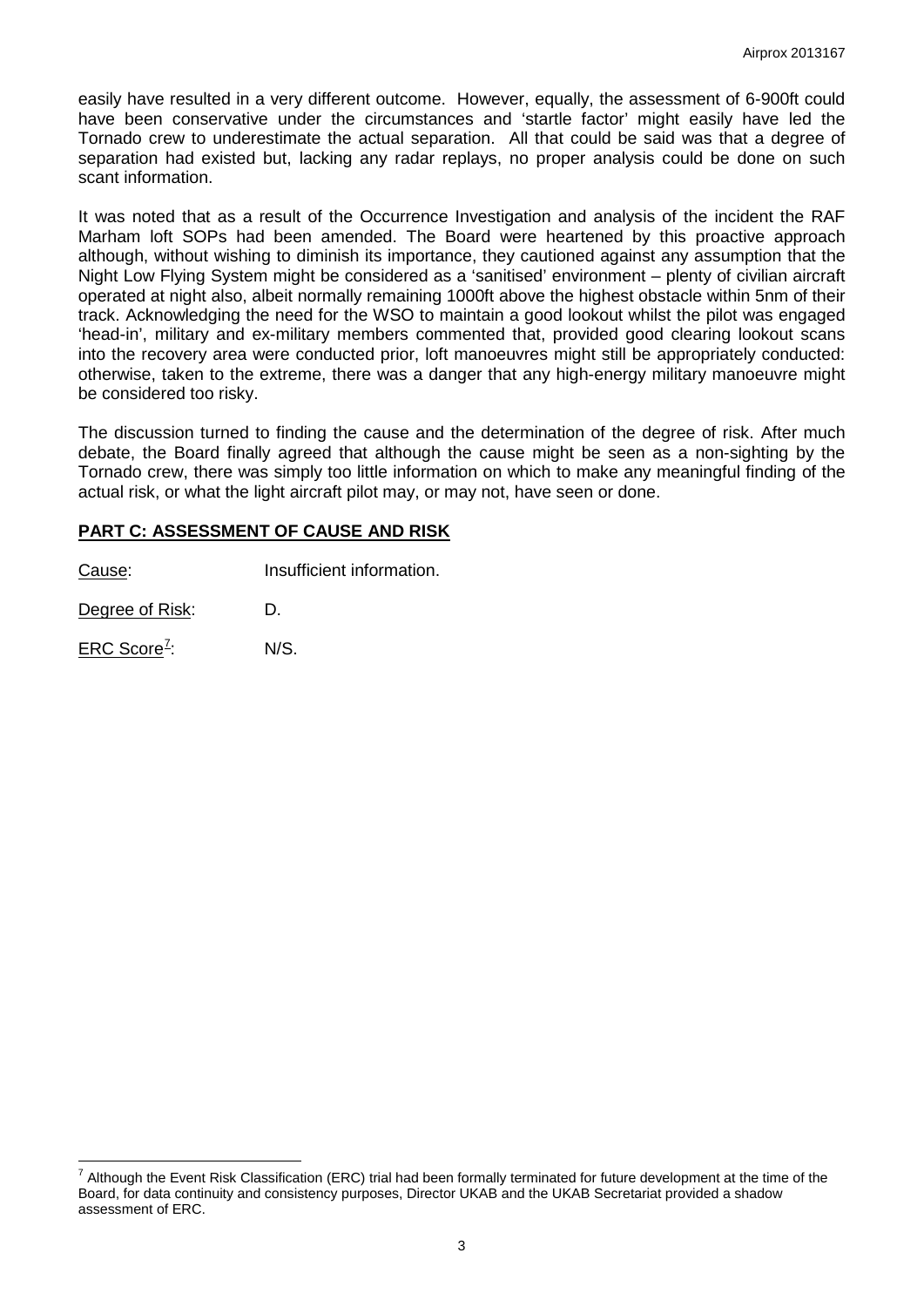easily have resulted in a very different outcome. However, equally, the assessment of 6-900ft could have been conservative under the circumstances and 'startle factor' might easily have led the Tornado crew to underestimate the actual separation. All that could be said was that a degree of separation had existed but, lacking any radar replays, no proper analysis could be done on such scant information.

It was noted that as a result of the Occurrence Investigation and analysis of the incident the RAF Marham loft SOPs had been amended. The Board were heartened by this proactive approach although, without wishing to diminish its importance, they cautioned against any assumption that the Night Low Flying System might be considered as a 'sanitised' environment – plenty of civilian aircraft operated at night also, albeit normally remaining 1000ft above the highest obstacle within 5nm of their track. Acknowledging the need for the WSO to maintain a good lookout whilst the pilot was engaged 'head-in', military and ex-military members commented that, provided good clearing lookout scans into the recovery area were conducted prior, loft manoeuvres might still be appropriately conducted: otherwise, taken to the extreme, there was a danger that any high-energy military manoeuvre might be considered too risky.

The discussion turned to finding the cause and the determination of the degree of risk. After much debate, the Board finally agreed that although the cause might be seen as a non-sighting by the Tornado crew, there was simply too little information on which to make any meaningful finding of the actual risk, or what the light aircraft pilot may, or may not, have seen or done.

## PART C: ASSESSMENT OF CAUSE AND RISK

Cause: Insufficient information.

Degree of Risk: D.

ERC Score[7]: N/S.

[7] Although the Event Risk Classification (ERC) trial had been formally terminated for future development at the time of the Board, for data continuity and consistency purposes, Director UKAB and the UKAB Secretariat provided a shadow assessment of ERC.